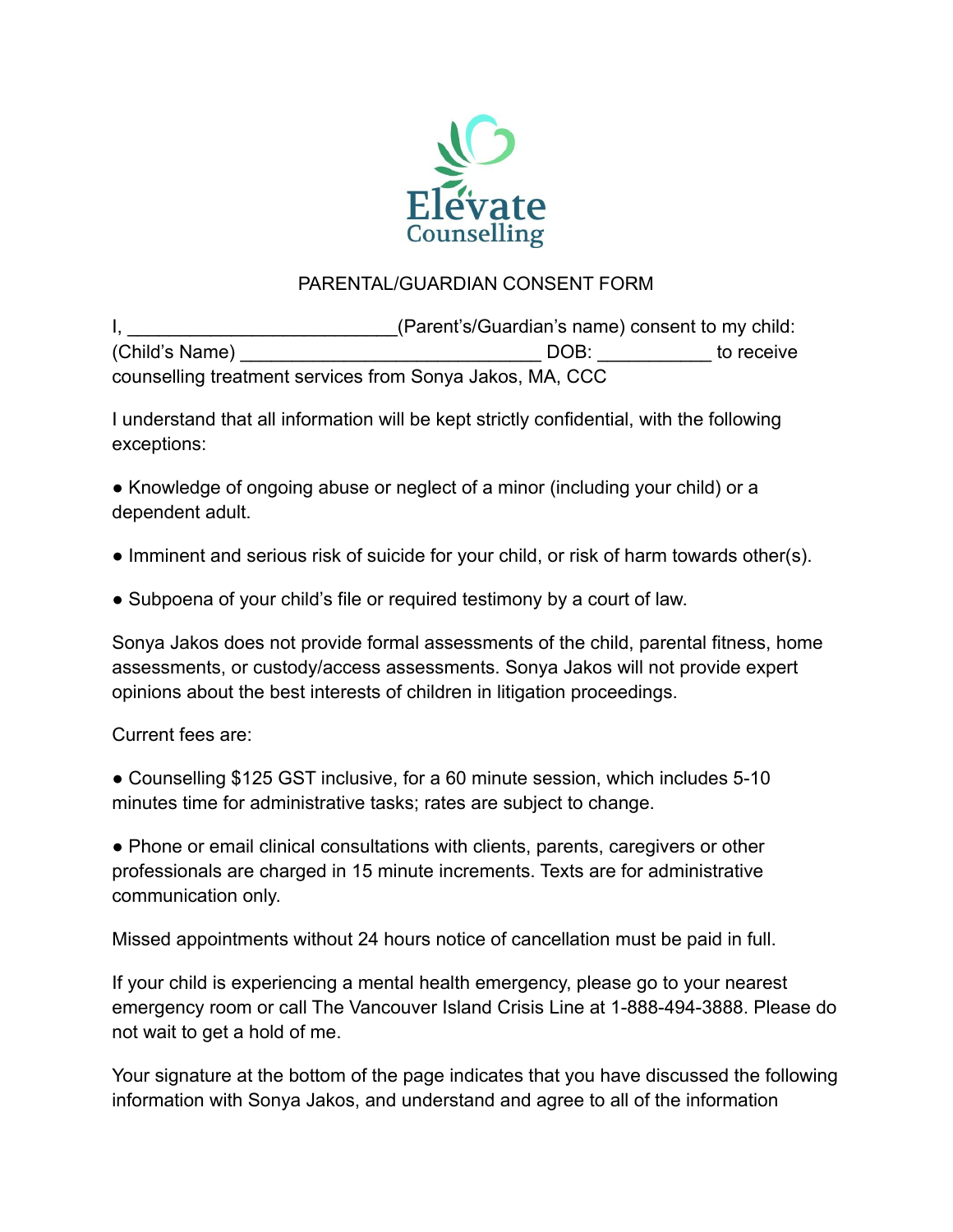Elevate Counselling

# PARENTAL/GUARDIAN CONSENT FORM

I, _________________________(Parent's/Guardian's name) consent to my child: (Child's Name) _____________________________ DOB: ___________ to receive counselling treatment services from Sonya Jakos, MA, CCC

I understand that all information will be kept strictly confidential, with the following exceptions:

- Knowledge of ongoing abuse or neglect of a minor (including your child) or a dependent adult.

- Imminent and serious risk of suicide for your child, or risk of harm towards other(s).

- Subpoena of your child's file or required testimony by a court of law.

Sonya Jakos does not provide formal assessments of the child, parental fitness, home assessments, or custody/access assessments. Sonya Jakos will not provide expert opinions about the best interests of children in litigation proceedings.

Current fees are:

- Counselling $125 GST inclusive, for a 60 minute session, which includes 5-10 minutes time for administrative tasks; rates are subject to change.

- Phone or email clinical consultations with clients, parents, caregivers or other professionals are charged in 15 minute increments. Texts are for administrative communication only.

Missed appointments without 24 hours notice of cancellation must be paid in full.

If your child is experiencing a mental health emergency, please go to your nearest emergency room or call The Vancouver Island Crisis Line at 1-888-494-3888. Please do not wait to get a hold of me.

Your signature at the bottom of the page indicates that you have discussed the following information with Sonya Jakos, and understand and agree to all of the information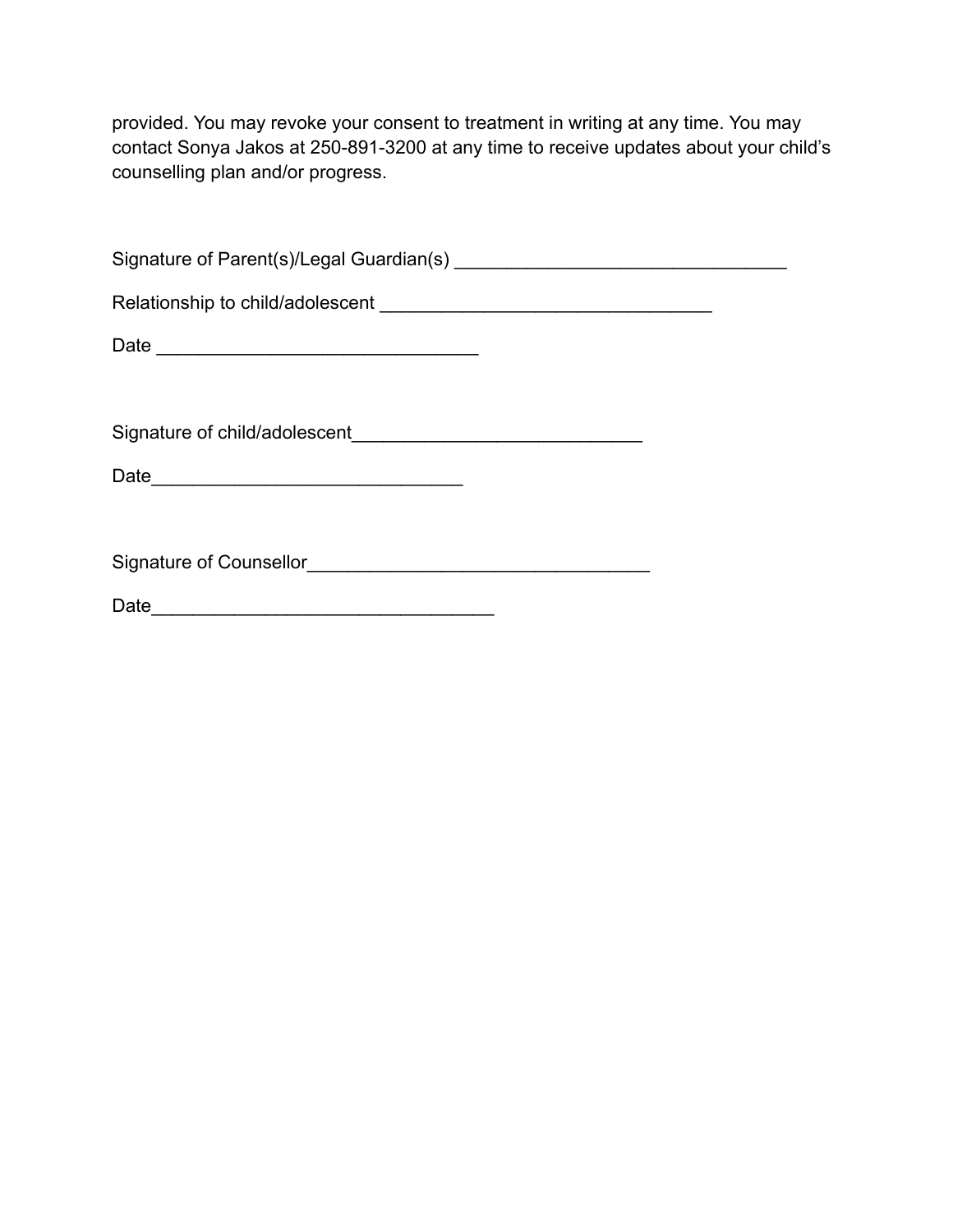provided. You may revoke your consent to treatment in writing at any time. You may contact Sonya Jakos at 250-891-3200 at any time to receive updates about your child's counselling plan and/or progress.

Signature of Parent(s)/Legal Guardian(s) ________________________________

Relationship to child/adolescent ________________________________

Date ______________________________

Signature of child/adolescent____________________________

Date______________________________

Signature of Counsellor_________________________________

Date_________________________________